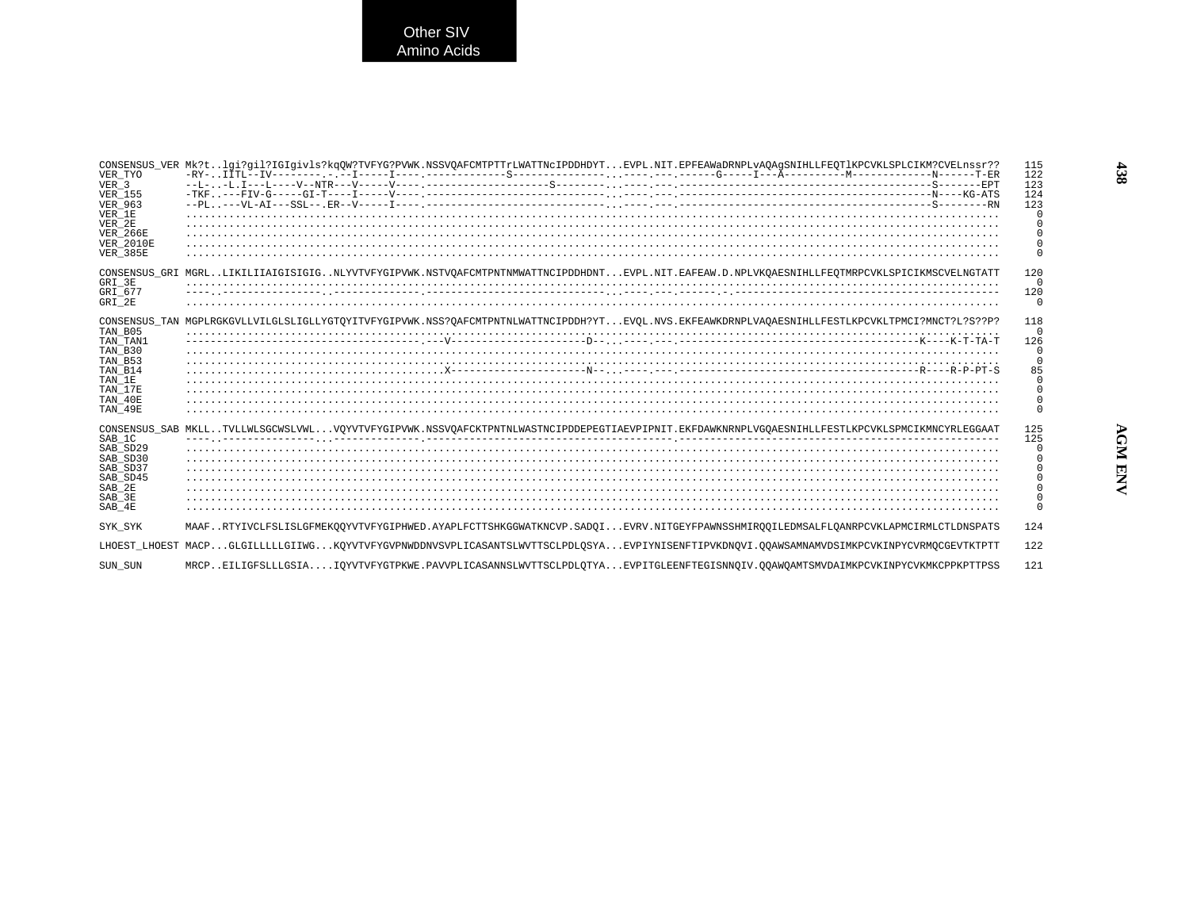Other SIV
Amino Acids

```
CONSENSUS_VER Mk?t..lgi?gil?IGIgivls?kqQW?TVFYG?PVWK.NSSVQAFCMTPTTrLWATTNcIPDDHDYT...EVPL.NIT.EPFEAWaDRNPLvAQAgSNIHLLFEQTlKPCVKLSPLCIKM?CVELnssr??   115
VER_TYO       -RY-..IITL--IV--------.-.--I-----I----.------------S--------------.-.----.---.------G-----I---A----------M-------------N------T-ER   122
VER_3         --L-..-L.I---L----V--NTR---V-----V----.-------------------S--------.-.----.---.-----------------------------------------S-------EPT   123
VER_155       -TKF..---FIV-G-----GI-T----I-----V----.----------------------------.-.----.---.-----------------------------------------N----KG-ATS  124
VER_963       --PL..---VL-AI---SSL--.ER--V-----I----.----------------------------.-.----.---.-----------------------------------------S--------RN   123
VER_1E        ....................................................................................................................................   0
VER_2E        ....................................................................................................................................   0
VER_266E      ....................................................................................................................................   0
VER_2010E     ....................................................................................................................................   0
VER_385E      ....................................................................................................................................   0

CONSENSUS_GRI MGRL..LIKILIIAIGISIGIG..NLYVTVFYGIPVWK.NSTVQAFCMTPNTNMWATTNCIPDDHDNT...EVPL.NIT.EAFEAW.D.NPLVKQAESNIHLLFEQTMRPCVKLSPICIKMSCVELNGTATT   120
GRI_3E        ....................................................................................................................................   0
GRI_677       ----.----------------.--------------.----------------------------.-.----.---.------.-.-----------------------------------------   120
GRI_2E        ....................................................................................................................................   0

CONSENSUS_TAN MGPLRGKGVLLVILGLSLIGLLYGTQYITVFYGIPVWK.NSS?QAFCMTPNTNLWATTNCIPDDH?YT...EVQL.NVS.EKFEAWKDRNPLVAQAESNIHLLFESTLKPCVKLTPMCI?MNCT?L?S??P?   118
TAN_B05       ....................................................................................................................................   0
TAN_TAN1      --------------------------------------.---V---------------------D--.-.----.---.-----------------------------------------K----K-T-TA-T   126
TAN_B30       ....................................................................................................................................   0
TAN_B53       ....................................................................................................................................   0
TAN_B14       ......................................X---------------------N--.-.----.---.-----------------------------------------R----R-P-PT-S    85
TAN_1E        ....................................................................................................................................   0
TAN_17E       ....................................................................................................................................   0
TAN_40E       ....................................................................................................................................   0
TAN_49E       ....................................................................................................................................   0

CONSENSUS_SAB MKLL..TVLLWLSGCWSLVWL...VQYVTVFYGIPVWK.NSSVQAFCKTPNTNLWASTNCIPDDEPEGTIAEVPIPNIT.EKFDAWKNRNPLVGQAESNIHLLFESTLKPCVKLSPMCIKMNCYRLEGGAAT   125
SAB_1C        ----.---------------..-------------.-----------------------------------------.---------------------------------------------------   125
SAB_SD29      ....................................................................................................................................   0
SAB_SD30      ....................................................................................................................................   0
SAB_SD37      ....................................................................................................................................   0
SAB_SD45      ....................................................................................................................................   0
SAB_2E        ....................................................................................................................................   0
SAB_3E        ....................................................................................................................................   0
SAB_4E        ....................................................................................................................................   0

SYK_SYK       MAAF..RTYIVCLFSLISLGFMEKQQYVTVFYGIPHWED.AYAPLFCTTSHKGGWATKNCVP.SADQI...EVRV.NITGEYFPAWNSSHMIRQQILEDMSALFLQANRPCVKLAPMCIRMLCTLDNSPATS   124

LHOEST_LHOEST MACP...GLGILLLLLGIIWG...KQYVTVFYGVPNWDDNVSVPLICASANTSLWVTTSCLPDLQSYA...EVPIYNISENFTIPVKDNQVI.QQAWSAMNAMVDSIMKPCVKINPYCVRMQCGEVTKTPTT   122

SUN_SUN       MRCP..EILIGFSLLLGSIA....IQYVTVFYGTPKWE.PAVVPLICASANNSLWVTTSCLPDLQTYA...EVPITGLEENFTEGISNNQIV.QQAWQAMTSMVDAIMKPCVKINPYCVKMKCPPKPTTPSS   121
```

AGM ENV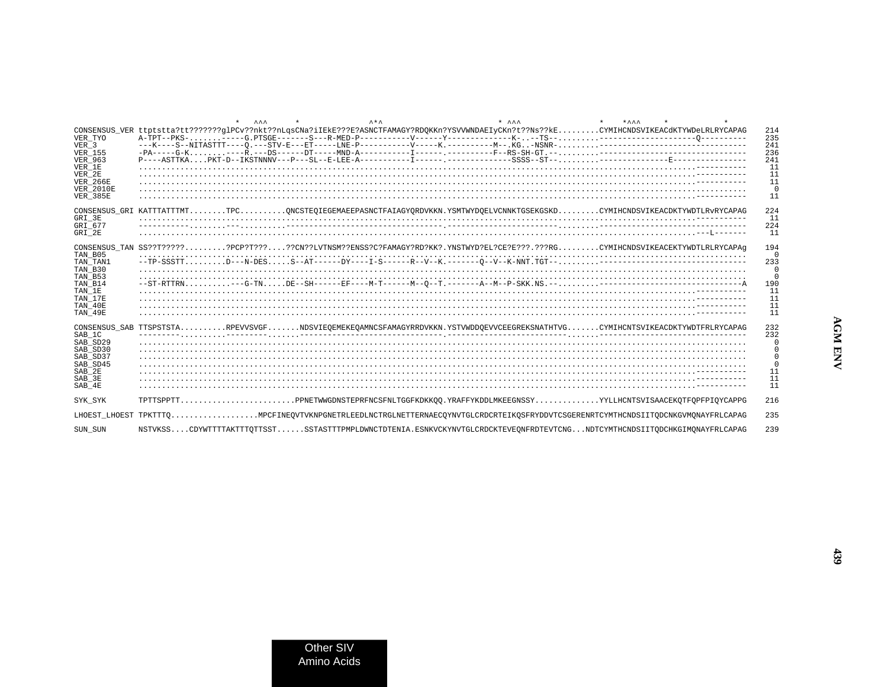```
                              *   ^^^      *              ^*^                        * ^^^               *    *^^^     *            *
CONSENSUS_VER ttptstta?tt???????glPCv??nkt??nLqsCNa?iIEkE???E?ASNCTFAMAGY?RDQKKn?YSVVWNDAEIyCKn?t??Ns??kE.........CYMIHCNDSVIKEACdKTYWDeLRLRYCAPAG    214
VER_TYO       A-TPT--PKS-.......-----G.PTSGE-------S---R-MED-P-----------V------Y-------------K-..--TS--.........--------------------Q----------    235
VER_3         ---K----S--NITASTTT----Q.---STV-E---ET-----LNE-P-----------V-----K.----------M--.KG..-NSNR-.........--------------------------------    241
VER_155       -PA-----G-K.......----R.---DS------DT-----MND-A-----------I------.----------F--RS-SH-GT.--.........--------------------------------    236
VER_963       P----ASTTKA....PKT-D--IKSTNNNV---P---SL--E-LEE-A-----------I------.-------------SSSS--ST-.........--------------E---------------    241
VER_1E        ..........................................................................................................................----------     11
VER_2E        ..........................................................................................................................----------     11
VER_266E      ..........................................................................................................................----------     11
VER_2010E     ....................................................................................................................................      0
VER_385E      ..........................................................................................................................----------     11

CONSENSUS_GRI KATTTATTTMT........TPC..........QNCSTEQIEGEMAEEPASNCTFAIAGYQRDVKKN.YSMTWYDQELVCNNKTGSEKGSKD.........CYMIHCNDSVIKEACDKTYWDTLRvRYCAPAG    224
GRI_3E        ..........................................................................................................................----------     11
GRI_677       -----------........---..........--------------------------------.-----------------------.........--------------------------------    224
GRI_2E        ..........................................................................................................................---L-------     11

CONSENSUS_TAN SS??T?????.........?PCP?T???....??CN??LVTNSM??ENSS?C?FAMAGY?RD?KK?.YNSTWYD?EL?CE?E???.???RG.........CYMIHCNDSVIKEACEKTYWDTLRLRYCAPAg    194
TAN_B05       ....................................................................................................................................      0
TAN_TAN1      --TP-SSSTT.........D---N-DES.....S--AT------DY----I-S------R--V--K.-------Q--V--K-NNT.TGT--.........--------------------------------    233
TAN_B30       ....................................................................................................................................      0
TAN_B53       ....................................................................................................................................      0
TAN_B14       --ST-RTTRN..........---G-TN.....DE--SH------EF----M-T------M--Q--T.-------A--M--P-SKK.NS.--.........-------------------------------A    190
TAN_1E        ..........................................................................................................................----------     11
TAN_17E       ..........................................................................................................................----------     11
TAN_40E       ..........................................................................................................................----------     11
TAN_49E       ..........................................................................................................................----------     11

CONSENSUS_SAB TTSPSTSTA..........RPEVVSVGF.......NDSVIEQEMEKEQAMNCSFAMAGYRRDVKKN.YSTVWDDQEVVCEEGREKSNATHTVG.......CYMIHCNTSVIKEACDKTYWDTFRLRYCAPAG    232
SAB_1C        ---------..........---------.......-------------------------------.--------------------------.......--------------------------------    232
SAB_SD29      ....................................................................................................................................      0
SAB_SD30      ....................................................................................................................................      0
SAB_SD37      ....................................................................................................................................      0
SAB_SD45      ....................................................................................................................................      0
SAB_2E        ..........................................................................................................................----------     11
SAB_3E        ..........................................................................................................................----------     11
SAB_4E        ..........................................................................................................................----------     11

SYK_SYK       TPTTSPPTT........................PPNETWWGDNSTEPRFNCSFNLTGGFKDKKQQ.YRAFFYKDDLMKEEGNSSY.............YYLLHCNTSVISAACEKQTFQPFPIQYCAPPG    216

LHOEST_LHOEST TPKTTTQ...................MPCFINEQVTVKNPGNETRLEEDLNCTRGLNETTERNAECQYNVTGLCRDCRTEIKQSFRYDDVTCSGERENRTCYMTHCNDSIITQDCNKGVMQNAYFRLCAPAG    235

SUN_SUN       NSTVKSS....CDYWTTTTAKTTTQTTSST......SSTASTTTPMPLDWNCTDTENIA.ESNKVCKYNVTGLCRDCKTEVEQNFRDTEVTCNG...NDTCYMTHCNDSIITQDCHKGIMQNAYFRLCAPAG    239
```

**AGM ENV**

Other SIV
Amino Acids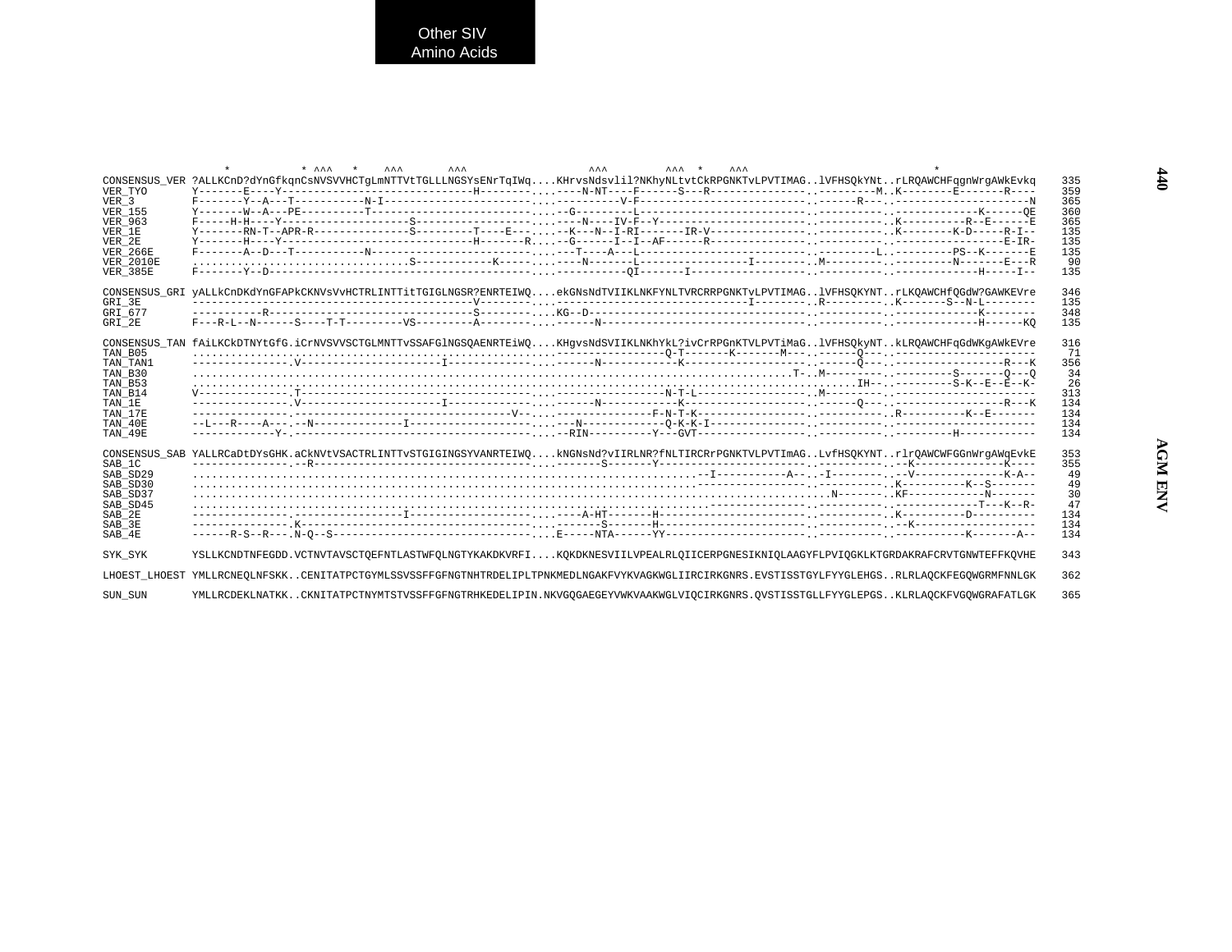Other SIV
Amino Acids

```
                *           * ^^^   *     ^^^       ^^^                   ^^^         ^^^  *    ^^^                           *
CONSENSUS_VER ?ALLKCnD?dYnGfkqnCsNVSVVHCTgLmNTTVtTGLLLNGSYsENrTqIWq....KHrvsNdsvlil?NKhyNLtvtCkRPGNKTvLPVTIMAG..lVFHSQkYNt..rLRQAWCHFqgnWrgAWkEvkq    335
VER_TYO       Y-------E----Y----------------------------H--------....----N-NT----F------S---R----------------.---------M..K--------E-------R----    359
VER_3         F-------Y--A---T-----------N-I-----------------------....----------V-F---------------------------.------R---.-----------------------N    365
VER_155       Y-------W--A---PE----------T-------------------------....--G---------L---------------------------.----------.-------------K------QE    360
VER_963       F-----H-H----Y-------------------S-------------------....----N----IV-F--Y------------------------.----------..K----------R--E------E    365
VER_1E        Y-------RN-T--APR-R---------------S---------T----E---....--K---N--I-RI-------IR-V---------------.----------..K--------K-D-----R-I--    135
VER_2E        Y-------H----Y----------------------------H--------R....--G------I--I--AF------R-----------------.----------.------------------E-IR-    135
VER_266E      F-------A--D---T-----------N-------------------------....---T----A---L---------------------------.---------L.---------PS--K-------E    135
VER_2010E     .................................S------------K------....----N-------L---------------I---------.M---------.---------N-------E---R     90
VER_385E      F-------Y--D-----------------------------------------....-----------QI-------I-------------------.----------.-------------H-----I--    135

CONSENSUS_GRI yALLkCnDKdYnGFAPkCKNVsVvHCTRLINTTitTGIGLNGSR?ENRTEIWQ....ekGNsNdTVIIKLNKFYNLTVRCRRPGNKTvLPVTIMAG..lVFHSQKYNT..rLKQAWCHfQGdW?GAWKEVre    346
GRI_3E        -------------------------------------------V---------....----------------------------I---------.R---------..K-------S--N-L--------    135
GRI_677       -----------R-------------------------------S---------...KG--D-------------------------------------.----------.--------------K--------    348
GRI_2E        F---R-L--N------S----T-T---------VS---------A--------....------N---------------------------------.----------.-------------H------KQ    135

CONSENSUS_TAN fAiLKCkDTNYtGfG.iCrNVSVVSCTGLMNTTvSSAFGlNGSQAENRTEiWQ....KHgvsNdSVIIKLNKhYkL?ivCrRPGNKTVLPVTiMaG..lVFHSQkyNT..kLRQAWCHFqGdWKgAWkEVre    316
TAN_B05       ..................................................................-----------------Q-T-------K-------M---.------Q---.---------------------     71
TAN_TAN1      ---------------.V---------------------I------------------....------N-----------K------------------.------Q---.------------------R---K    356
TAN_B30       ...................................................................................................T-..M---------.---------S-------Q---Q     34
TAN_B53       ............................................................................................................IH--.---------S-K--E--E--K-     26
TAN_B14       V--------------.T----------------------------------------....------------------N-T-L-----------------.M---------.---------------------    313
TAN_1E        ---------------.V---------------------I------------------....------N-----------K------------------.------Q---.------------------R---K    134
TAN_17E       ---------------.---------------------------------V--.....---------------F-N-T-K--------------------.----------..R----------K--E-------    134
TAN_40E       --L---R----A----.--N--------------I---------------------....---N-------------Q-K-K-I-------------.----------.---------------------    134
TAN_49E       -------------Y-.----------------------------------------....--RIN----------Y---GVT--------------------.----------.---------H------------    134

CONSENSUS_SAB YALLRCaDtDYsGHK.aCkNVtVSACTRLINTTvSTGIGINGSYVANRTEIWQ....kNGNsNd?vIIRLNR?fNLTIRCrRPGNKTVLPVTImAG..LvFHSQKYNT..rlrQAWCWFGGnWrgAWqEvkE    353
SAB_1C        ---------------.--R-----------------------------------....-------S-------Y---------------------.----------..--K--------------K----    355
SAB_SD29      .................................................................................--I-----------A--..-I--------..--V--------------K-A--     49
SAB_SD30      ...............................................................................-----------------.----------..K----------K--S-------     49
SAB_SD37      ..........................................................................................N--------..KF------------N-------     30
SAB_SD45      ...........................................................................-----------------.----------.------------T---K--R-     47
SAB_2E        ---------------.-----------------I-----------------------....----A-HT-------H------------------------.----------..K----------D----------    134
SAB_3E        ---------------.K---------------------------------------....-------S-------H----------------------.----------..--K-------------------    134
SAB_4E        ------R-S--R---.N-Q--S---------------------------------....E-----NTA------YY----------------------.----------.------------K-------A--    134

SYK_SYK       YSLLKCNDTNFEGDD.VCTNVTAVSCTQEFNTLASTWFQLNGTYKAKDKVRFI....KQKDKNESVIILVPEALRLQIICERPGNESIKNIQLAAGYFLPVIQGKLKTGRDAKRAFCRVTGNWTEFFKQVHE    343

LHOEST_LHOEST YMLLRCNEQLNFSKK..CENITATPCTGYMLSSVSSFFGFNGTNHTRDELIPLTPNKMEDLNGAKFVYKVAGKWGLIIRCIRKGNRS.EVSTISSTGYLFYYGLEHGS..RLRLAQCKFEGQWGRMFNNLGK    362

SUN_SUN       YMLLRCDEKLNATKK..CKNITATPCTNYMTSTVSSFFGFNGTRHKEDELIPIN.NKVGQGAEGEYVWKVAAKWGLVIQCIRKGNRS.QVSTISSTGLLFYYGLEPGS..KLRLAQCKFVGQWGRAFATLGK    365
```

AGM ENV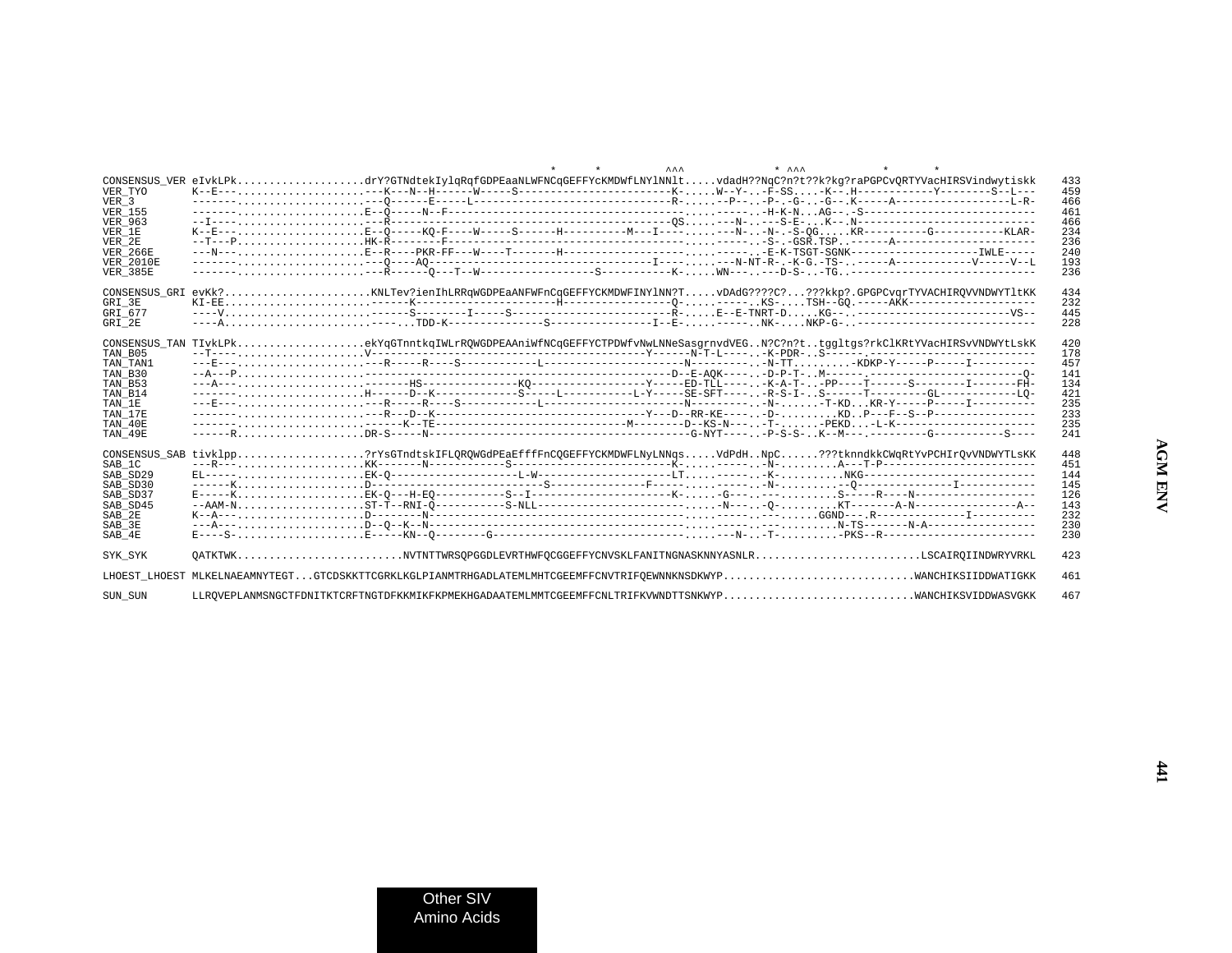```
                                                              *      *          ^^^             * ^^^          *       *
CONSENSUS_VER eIvkLPk....................drY?GTNdtekIylqRqfGDPEaaNLWFNCqGEFFYcKMDWfLNYlNNlt.....vdadH??NqC?n?t??k?kg?raPGPCvQRTYVacHIRSVindwytiskk    433
VER_TYO       K--E---....................---K---N--H------W-----S------------------------K-.....W--Y-..-F-SS....-K--.H------------Y--------S--L---    459
VER_3         -------....................---Q------E-----L------------------------------R-.....--P---..-P-.-G-..-G--.K-----A------------------L-R-    466
VER_155       -------....................E--Q-----N--F------------------------------------.....-------..-H-K-N...AG--.-S--------------------------    461
VER_963       --I----....................---R-------------------------------------------QS.....---N-..---S-E-...K--.N---------------------------    466
VER_1E        K--E---....................E--Q-----KQ-F----W----S------H---------M---I----.....---N-..-N-.-S-QG.....KR----------G-----------KLAR-    234
VER_2E        --T---P....................HK-R-------F-------------------------------------.....-------..-S-.-GSR.TSP..------A---------------------    236
VER_266E      ---N---....................E--R----PKR-FF---W----T-------H------------------.....-------..-E-K-TSGT-SGNK--------------------IWLE-----    240
VER_2010E     -------....................---Q----AQ---------------------------------I----.....---N-NT-R-.-K-G.-TS-..-----A-----------V-----V--L    193
VER_385E      -------....................---R------Q---T--W-----------------S-----------K-.....WN----.---D-S-..-TG..----------------------------    236

CONSENSUS_GRI evKk?......................KNLTev?ienIhLRRqWGDPEaANFWFnCqGEFFYCKMDWFINYlNN?T.....vDAdG????C?...???kkp?.GPGPCvqrTYVACHIRQVVNDWYTltKK    434
GRI_3E        KI-EE......................------K---------------------H----------------Q-.....-------..KS-....TSH--GQ.-----AKK--------------------    232
GRI_677       ----V......................------S--------I-----S------------------------R-.....E--E-TNRT-D.....KG--..------------------------VS--    445
GRI_2E        ----A......................----...TDD-K--------------S---------------I--E-.....-------..NK-....NKP-G-..---------------------------    228

CONSENSUS_TAN TIvkLPk....................ekYqGTnntkqIWLrRQWGDPEAAniWfNCqGEFFYCTPDWfvNwLNNeSasgrnvdVEG..N?C?n?t..tggltgs?rkClKRtYVacHIRSvVNDWYtLskK    420
TAN_B05       --T----....................V------------------------------------------Y------N-T-L-----..-K-PDR-..S------.------------------------    178
TAN_TAN1      ---E---....................---R-----R----S------------L-----------------------N------------N-TT..........-KDKP-Y-----P-----I----------    457
TAN_B30       --A---P....................-------------------------------------------------D--E-AQK------.-D-P-T-..M------.---------------------------Q-    141
TAN_B53       ---A---....................-------HS--------------KQ------------------Y-----ED-TLL------.-K-A-T-..-PP----T------S--------I-------FH-    134
TAN_B14       -------....................H------D--K------------S-----L----------L-Y-----SE-SFT------.-R-S-I-..S------T---------GL-----------LQ-    421
TAN_1E        ---E---....................---R-----R----S------------L-----------------------N------------N-......-T-KD...KR-Y-----P-----I----------    235
TAN_17E       -------....................---R---D--K-------------------------------Y---D--RR-KE------.-D-.........KD..P---F--S--P---------------    233
TAN_40E       -------....................------K--TE------------------------------M--------D--KS-N------.-T-........-PEKD...-L-K---------------------    235
TAN_49E       ------R....................DR-S-----N----------------------------------------G-NYT------.-P-S-S-..K--M---.---------G-----------S----    241

CONSENSUS_SAB tivklpp....................?rYsGTndtskIFLQRQWGdPEaEfffFnCQGEFFYCKMDWFLNyLNNqs.....VdPdH..NpC......???tknndkkCWqRtYvPCHIrQvVNDWYTLsKK    448
SAB_1C        ---R---....................KK-------N-----------S-------------------------K-.....-------..-N-.........A---T-P---------------------    451
SAB_SD29      EL-----....................EK-Q--------------------L-W--------------------LT.....-------..-K-..........NKG---------------------------    144
SAB_SD30      ------K....................D------------------------------S---------------F------.....-------..-N-.........-Q-------------I-----------    145
SAB_SD37      E-----K....................EK-Q---H-EQ-----------S--I----------------------K-.....-G------..............S-----R----N------------------    126
SAB_SD45      --AAM-N....................ST-T--RNI-Q------------S-NLL-------------------------.....-N-----..-Q-.........KT-------A-N----------------A--    143
SAB_2E        K--A---....................D--------N---------------------------------------.....-------...............GGND----.R--------------I----------    232
SAB_3E        ---A---....................D--Q--K--N--------------------------------------.....-------..-------.........N-TS-------N-A-----------------    230
SAB_4E        E----S-....................E-----KN--Q--------G-------------------------------.....---N-..-T-..........-PKS--R-----------------------    230

SYK_SYK       QATKTWK.........................NVTNTTWRSQPGGDLEVRTHWFQCGGEFFYCNVSKLFANITNGNASKNNYASNLR..........................LSCAIRQIINDWRYVRKL    423

LHOEST_LHOEST MLKELNAEAMNYTEGT...GTCDSKKTTCGRKLKGLPIANMTRHGADLATEMLMHTCGEEMFFCNVTRIFQEWNNKNSDKWYP..............................WANCHIKSIIDDWATIGKK    461

SUN_SUN       LLRQVEPLANMSNGCTFDNITKTCRFTNGTDFKKMIKFKPMEKHGADAATEMLMMTCGEEMFFCNLTRIFKVWNDTTSNKWYP..............................WANCHIKSVIDDWASVGKK    467
```

AGM ENV

Other SIV Amino Acids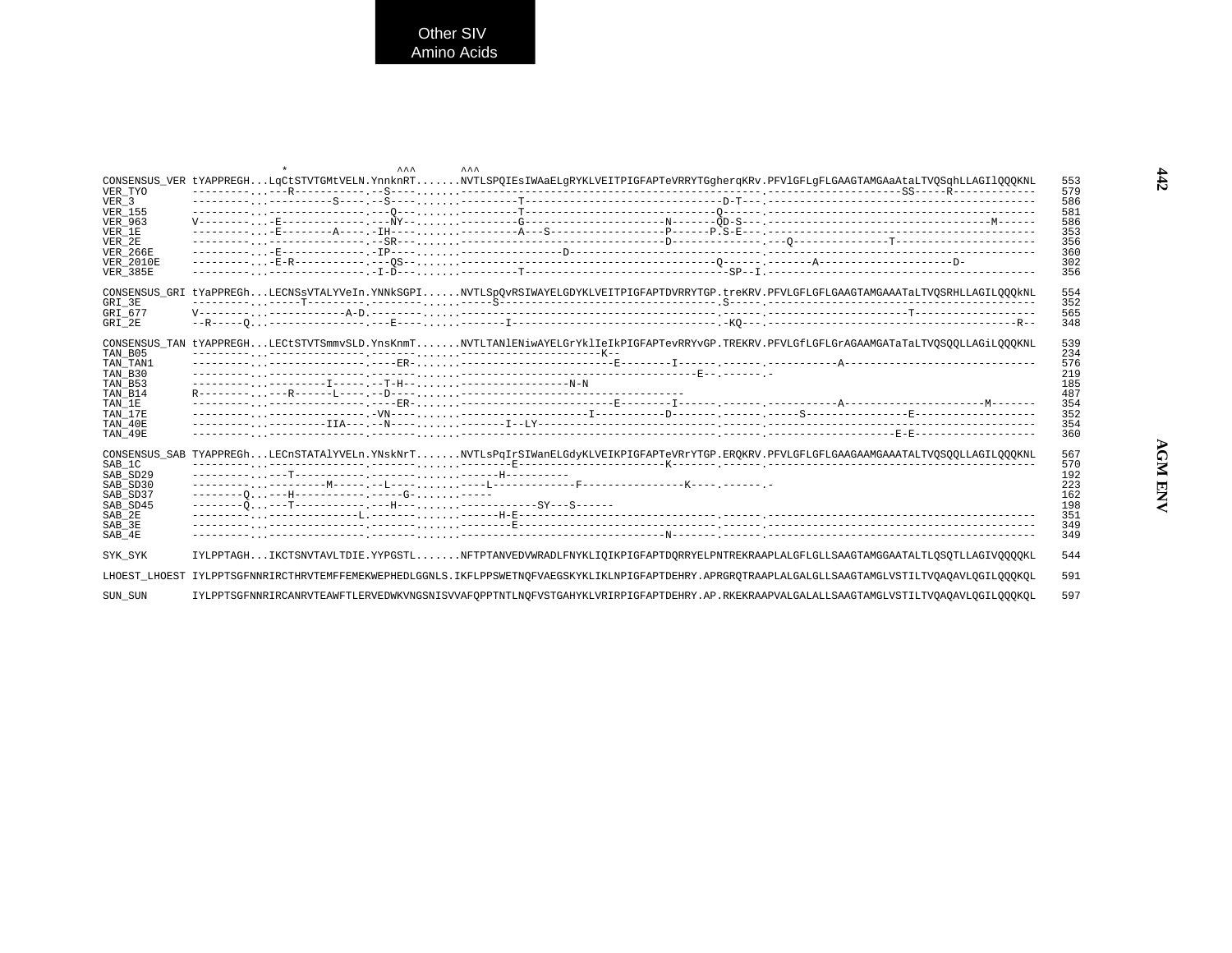Other SIV
Amino Acids

```
                        *                  ^^^       ^^^
CONSENSUS_VER tYAPPREGH...LqCtSTVTGMtVELN.YnnknRT.......NVTLSPQIEsIWAaELgRYKLVEITPIGFAPTeVRRYTGgherqKRv.PFVlGFLgFLGAAGTAMGAaAtaLTVQSqhLLAGIlQQQKNL    553
VER_TYO       ---------...---R-----------.--S---..........--------------------------------------------.----------------------SS-----R-------------    579
VER_3         ---------...----------S----.--S---..........---------T-------------------------------D-T---.-------------------------------------------    586
VER_155       ---------...---------------.---Q---..........---------T-------------------------------Q------.-------------------------------------------    581
VER_963       V--------...-E-------------.---NY--..........---------G-----------------------N-------QD-S---.------------------------------------M------    586
VER_1E        ---------...-E--------A----.-IH----..........---------A---S------------------P------P.S-E---.-------------------------------------------    353
VER_2E        ---------...---------------.--SR---..........---------------------------------D-------------.---Q---------------T----------------------    356
VER_266E      ---------...-E-------------.-IP----..........-------------D------------------------------.-------------------------------------------    360
VER_2010E     ---------...-E-R-----------.---QS--..........---------------------------------------Q------.-------A----------------------D-    302
VER_385E      ---------...---------------.-I-D---..........---------T-------------------------------SP--I.-------------------------------------------    356

CONSENSUS_GRI tYaPPREGh...LECNSsVTALYVeIn.YNNkSGPI......NVTLSpQvRSIWAYELGDYKLVEITPIGFAPTDVRRYTGP.treKRV.PFVLGFLGFLGAAGTAMGAAATaLTVQSRHLLAGILQQQkNL    554
GRI_3E        ---------...-----T---------.--------.....-----S-----------------------------------.S-----.-------------------------------------------    352
GRI_677       V--------...-----------A-D.---------.....-----------------------------------------.------.-----------------------T------------------    565
GRI_2E        --R-----Q...---------------.---E----.....--------I--------------------------------.-KQ---.-----------------------------------------R--    348

CONSENSUS_TAN tYAPPREGH...LECtSTVTSmmvSLD.YnsKnmT.......NVTLTANlENiwAYELGrYklIeIkPIGFAPTevRRYvGP.TREKRV.PFVLGfLGFLGrAGAAMGATaTaLTVQSQQLLAGiLQQQKNL    539
TAN_B05       ---------...---------------.-------..........----------------------K--                                                              234
TAN_TAN1      ---------...---------------.----ER-..........------------------------E--------I------.------.-----------A-----------------------------    576
TAN_B30       ---------...---------------.-------..........------------------------------------E--.------.-                                         219
TAN_B53       ---------...---------I-----.--T-H--..........-----------------N-N                                                                   185
TAN_B14       R--------...---R------L----.--D----..........------------------------------------                                                   487
TAN_1E        ---------...---------------.----ER-..........------------------------E--------I------.------.-----------A----------------------M-------    354
TAN_17E       ---------...---------------.-VN----..........----------------------I----------D-------.------.-----S----------------E-------------------    352
TAN_40E       ---------...---------IIA---.--N----..........--------I--LY---------------------------.------.-------------------------------------------    354
TAN_49E       ---------...---------------.-------..........-----------------------------------------.------.-------------------E-E------------------    360

CONSENSUS_SAB TYAPPREGh...LECnSTATAlYVELn.YNskNrT.......NVTLsPqIrSIWanELGdyKLVEIKPIGFAPTeVRrYTGP.ERQKRV.PFVLGFLGFLGAAGAAMGAAATALTVQSQQLLAGIVQQQKNL    567
SAB_1C        ---------...---------------.-------..........--------E------------------K-------.------.-------------------------------------------    570
SAB_SD29      ---------...---T-----------.-------..........------H---------                                                                       192
SAB_SD30      ---------...---------M-----.--L----..........----L------------F----------------K----.------.-                                         223
SAB_SD37      --------Q...---H-----------.-----G-..........-----                                                                                  162
SAB_SD45      --------Q...---T-----------.---H---..........------------SY---S------                                                               198
SAB_2E        ---------...--------------L.-------..........-------H-E-------------------------------.------.-------------------------------------------    351
SAB_3E        ---------...---------------.-------..........--------E-------------------------------.------.-------------------------------------------    349
SAB_4E        ---------...---------------.-------..........-----------------------------N-------.------.-------------------------------------------    349

SYK_SYK       IYLPPTAGH...IKCTSNVTAVLTDIE.YYPGSTL.......NFTPTANVEDVWRADLFNYKLIQIKPIGFAPTDQRRYELPNTREKRAAPLALGFLGLLSAAGTAMGGAATALTLQSQTLLAGIVQQQQKL    544

LHOEST_LHOEST IYLPPTSGFNNRIRCTHRVTEMFFEMEKWEPHEDLGGNLS.IKFLPPSWETNQFVAEGSKYKLIKLNPIGFAPTDEHRY.APRGRQTRAAPLALGALGLLSAAGTAMGLVSTILTVQAQAVLQGILQQQKQL    591

SUN_SUN       IYLPPTSGFNNRIRCANRVTEAWFTLERVEDWKVNGSNISVVAFQPPTNTLNQFVSTGAHYKLVRIRPIGFAPTDEHRY.AP.RKEKRAAPVALGALALLSAAGTAMGLVSTILTVQAQAVLQGILQQQKQL    597
```

AGM ENV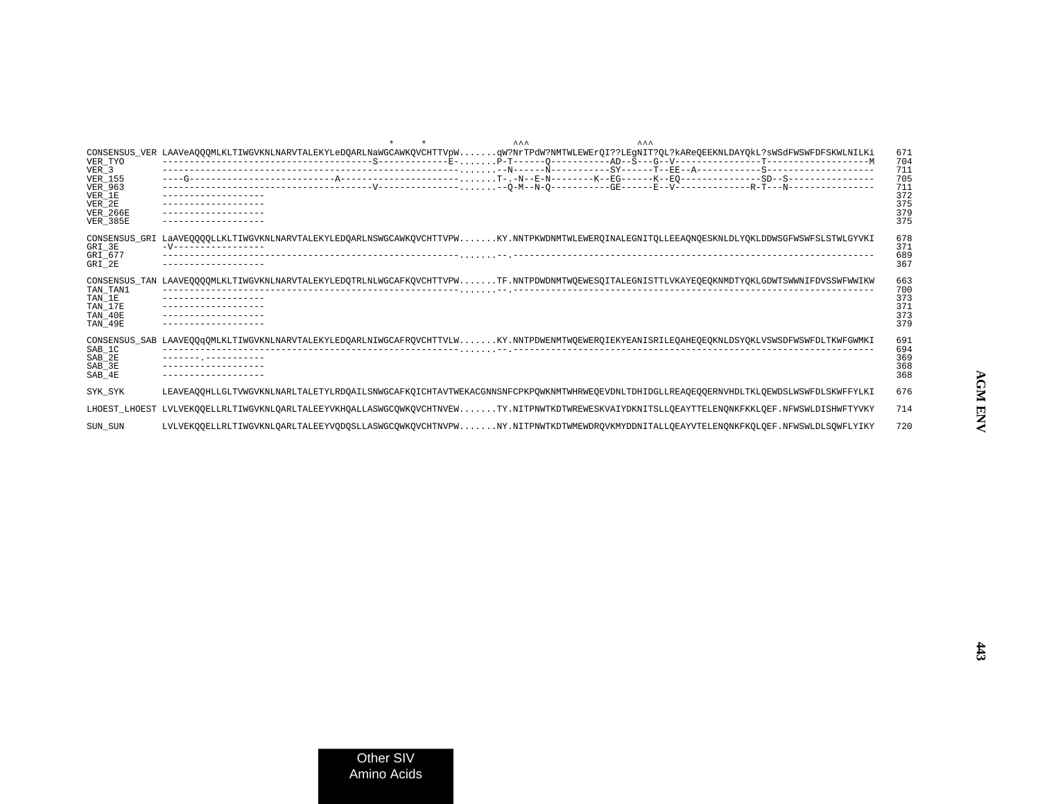```
                                                        *     *                ^^^                   ^^^
CONSENSUS_VER LAAVeAQQQMLKLTIWGVKNLNARVTALEKYLeDQARLNaWGCAWKQVCHTTVpW.......qW?NrTPdW?NMTWLEWErQI??LEgNIT?QL?kAReQEEKNLDAYQkL?sWSdFWSWFDFSKWLNILKi    671
VER_TYO       --------------------------------------S-------------E-.......P-T------Q-----------AD--S---G--V----------------T-------------------M    704
VER_3         ------------------------------------------------------.......--N------N-----------SY------T--EE--A------------S--------------------    711
VER_155       ----G--------------------------A----------------------.......T-.-N--E-N--------K--EG------K--EQ---------------SD--S----------------    705
VER_963       --------------------------------------V---------------.......--Q-M--N-Q-----------GE------E--V-------------R-T---N----------------    711
VER_1E        -------------------                                                                                                                 372
VER_2E        -------------------                                                                                                                 375
VER_266E      -------------------                                                                                                                 379
VER_385E      -------------------                                                                                                                 375

CONSENSUS_GRI LaAVEQQQQLLKLTIWGVKNLNARVTALEKYLEDQARLNSWGCAWKQVCHTTVPW.......KY.NNTPKWDNMTWLEWERQINALEGNITQLLEEAQNQESKNLDLYQKLDDWSGFWSWFSLSTWLGYVKI    678
GRI_3E        -V-----------------                                                                                                                 371
GRI_677       ------------------------------------------------------.......--.--------------------------------------------------------------------    689
GRI_2E        -------------------                                                                                                                 367

CONSENSUS_TAN LAAVEQQQQMLKLTIWGVKNLNARVTALEKYLEDQTRLNLWGCAFKQVCHTTVPW.......TF.NNTPDWDNMTWQEWESQITALEGNISTTLVKAYEQEQKNMDTYQKLGDWTSWWNIFDVSSWFWWIKW    663
TAN_TAN1      ------------------------------------------------------.......--.--------------------------------------------------------------------    700
TAN_1E        -------------------                                                                                                                 373
TAN_17E       -------------------                                                                                                                 371
TAN_40E       -------------------                                                                                                                 373
TAN_49E       -------------------                                                                                                                 379

CONSENSUS_SAB LAAVEQQqQMLKLTIWGVKNLNARVTALEKYLEDQARLNIWGCAFRQVCHTTVLW.......KY.NNTPDWENMTWQEWERQIEKYEANISRILEQAHEQEQKNLDSYQKLVSWSDFWSWFDLTKWFGWMKI    691
SAB_1C        ------------------------------------------------------.......--.--------------------------------------------------------------------    694
SAB_2E        -------.-----------                                                                                                                 369
SAB_3E        -------------------                                                                                                                 368
SAB_4E        -------------------                                                                                                                 368

SYK_SYK       LEAVEAQQHLLGLTVWGVKNLNARLTALETYLRDQAILSNWGCAFKQICHTAVTWEKACGNNSNFCPKPQWKNMTWHRWEQEVDNLTDHIDGLLREAQEQQERNVHDLTKLQEWDSLWSWFDLSKWFFYLKI    676

LHOEST_LHOEST LVLVEKQQELLRLTIWGVKNLQARLTALEEYVKHQALLASWGCQWKQVCHTNVEW.......TY.NITPNWTKDTWREWESKVAIYDKNITSLLQEAYTTELENQNKFKKLQEF.NFWSWLDISHWFTYVKY    714

SUN_SUN       LVLVEKQQELLRLTIWGVKNLQARLTALEEYVQDQSLLASWGCQWKQVCHTNVPW.......NY.NITPNWTKDTWMEWDRQVKMYDDNITALLQEAYVTELENQNKFKQLQEF.NFWSWLDLSQWFLYIKY    720
```

AGM ENV

Other SIV Amino Acids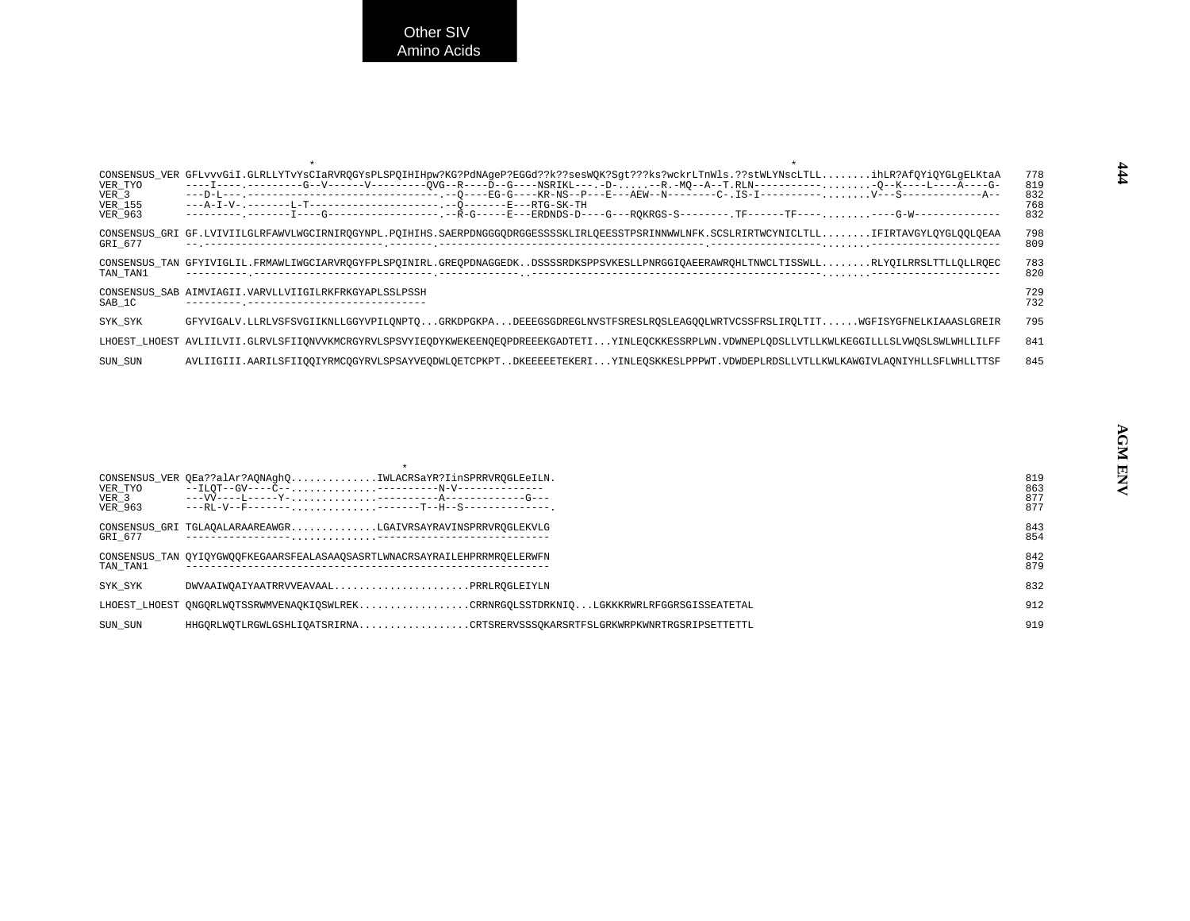Other SIV
Amino Acids

```
                          *                                                                                              *
CONSENSUS_VER GFLvvvGiI.GLRLLYTvYsCIaRVRQGYsPLSPQIHIHpw?KG?PdNAgeP?EGGd??k??sesWQK?Sgt???ks?wckrLTnWls.??stWLYNscLTLL........ihLR?AfQYiQYGLgELKtaA   778
VER_TYO       ----I----.---------G--V------V---------QVG--R----D--G----NSRIKL---.-D-.....--R.-MQ--A--T.RLN----------........-Q--K----L----A----G-   819
VER_3         ---D-L---.-------------------------------.--Q----EG-G----KR-NS--P---E---AEW--N--------C-.IS-I---------........V---S------------A--   832
VER_155       ---A-I-V-.-------L-T---------------------.--Q-------E---RTG-SK-TH                                                                      768
VER_963       ---------.-------I----G------------------.--R-G-----E---ERDNDS-D----G---RQKRGS-S--------.TF------TF----........----G-W-------------   832

CONSENSUS_GRI GF.LVIVIILGLRFAWVLWGCIRNIRQGYNPL.PQIHIHS.SAERPDNGGGQDRGGESSSSKLIRLQEESSTPSRINNWWLNFK.SCSLRIRTWCYNICLTLL........IFIRTAVGYLQYGLQQLQEAA   798
GRI_677       --.-----------------------------.-------.--------------------------------------------.------------------........---------------------   809

CONSENSUS_TAN GFYIVIGLIL.FRMAWLIWGCIARVRQGYFPLSPQINIRL.GREQPDNAGGEDK..DSSSSRDKSPPSVKESLLPNRGGIQAEERAWRQHLTNWCLTISSWLL........RLYQILRRSLTTLLQLLRQEC   783
TAN_TAN1      ----------.-----------------------------.-------------..--------------------------------------------........---------------------   820

CONSENSUS_SAB AIMVIAGII.VARVLLVIIGILRKFRKGYAPLSSLPSSH                                                                                              729
SAB_1C        ---------.-----------------------------                                                                                              732

SYK_SYK       GFYVIGALV.LLRLVSFSVGIIKNLLGGYVPILQNPTQ...GRKDPGKPA...DEEEGSGDREGLNVSTFSRESLRQSLEAGQQLWRTVCSSFRSLIRQLTIT......WGFISYGFNELKIAAASLGREIR   795

LHOEST_LHOEST AVLIILVII.GLRVLSFIIQNVVKMCRGYRVLSPSVYIEQDYKWEKEENQEQPDREEEKGADTETI...YINLEQCKKESSRPLWN.VDWNEPLQDSLLVTLLKWLKEGGILLLSLVWQSLSWLWHLLILFF   841

SUN_SUN       AVLIIGIII.AARILSFIIQQIYRMCQGYRVLSPSAYVEQDWLQETCPKPT..DKEEEEETEKERI...YINLEQSKKESLPPPWT.VDWDEPLRDSLLVTLLKWLKAWGIVLAQNIYHLLSFLWHLLTTSF   845
```

```
                                              *
CONSENSUS_VER QEa??alAr?AQNAghQ..............IWLACRSaYR?IinSPRRVRQGLEeILN.                   819
VER_TYO       --ILQT--GV----C--..............----------N-V--------------                    863
VER_3         ---VV----L-----Y-..............-----------A-------------G---                  877
VER_963       ---RL-V--F-------..............-------T--H--S--------------.                  877

CONSENSUS_GRI TGLAQALARAAREAWGR..............LGAIVRSAYRAVINSPRRVRQGLEKVLG                    843
GRI_677       -----------------..............----------------------------                    854

CONSENSUS_TAN QYIQYGWQQFKEGAARSFEALASAAQSASRTLWNACRSAYRAILEHPRRMRQELERWFN                   842
TAN_TAN1      -----------------------------------------------------------                   879

SYK_SYK       DWVAAIWQAIYAATRRVVEAVAAL......................PRRLRQGLEIYLN                   832

LHOEST_LHOEST QNGQRLWQTSSRWMVENAQKIQSWLREK.................CRRNRGQLSSTDRKNIQ...LGKKKRWRLRFGGRSGISSEATETAL   912

SUN_SUN       HHGQRLWQTLRGWLGSHLIQATSRIRNA.................CRTSRERVSSSQKARSRTFSLGRKWRPKWNRTRGSRIPSETTETTL   919
```

AGM ENV